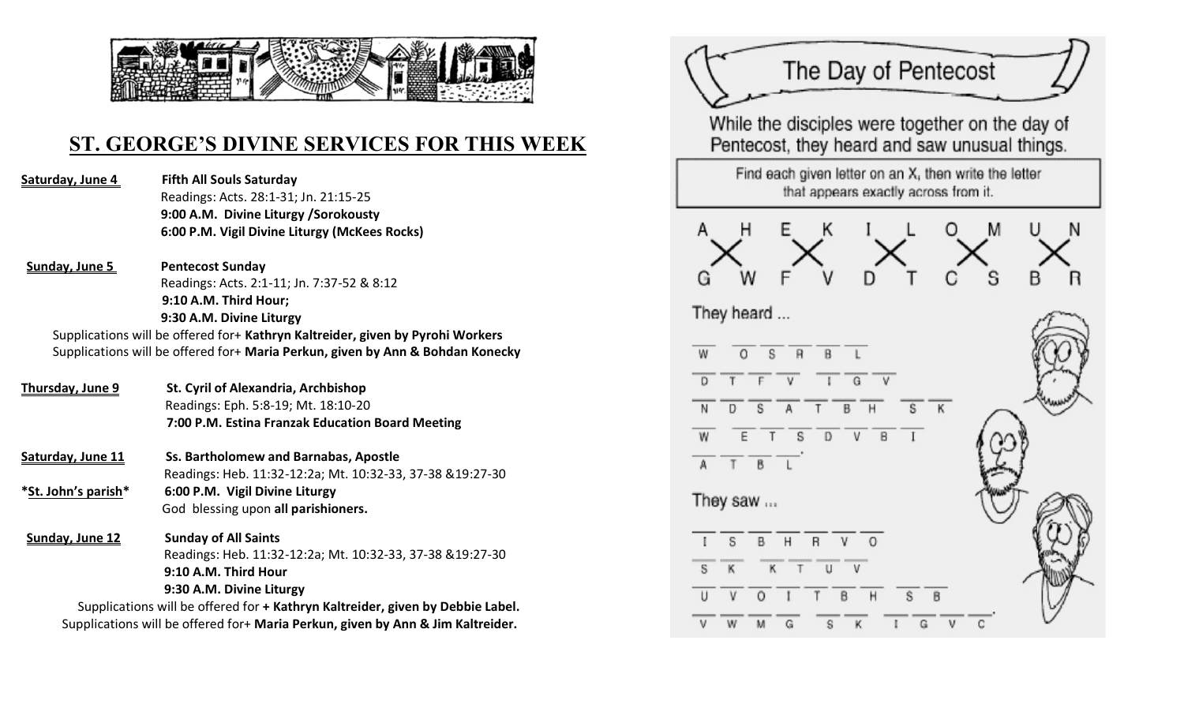# ST. GEORGE'S DIVINE SERVICES FOR THIS WEEK

**Saturday, June 4** — **Fifth All Souls Saturday**
Readings: Acts. 28:1-31; Jn. 21:15-25
**9:00 A.M. Divine Liturgy /Sorokousty**
**6:00 P.M. Vigil Divine Liturgy (McKees Rocks)**

**Sunday, June 5** — **Pentecost Sunday**
Readings: Acts. 2:1-11; Jn. 7:37-52 & 8:12
**9:10 A.M. Third Hour;**
**9:30 A.M. Divine Liturgy**
Supplications will be offered for+ **Kathryn Kaltreider, given by Pyrohi Workers**
Supplications will be offered for+ **Maria Perkun, given by Ann & Bohdan Konecky**

**Thursday, June 9** — **St. Cyril of Alexandria, Archbishop**
Readings: Eph. 5:8-19; Mt. 18:10-20
**7:00 P.M. Estina Franzak Education Board Meeting**

**Saturday, June 11** — **Ss. Bartholomew and Barnabas, Apostle**
Readings: Heb. 11:32-12:2a; Mt. 10:32-33, 37-38 &19:27-30
***St. John's parish*** — **6:00 P.M. Vigil Divine Liturgy**
God blessing upon **all parishioners.**

**Sunday, June 12** — **Sunday of All Saints**
Readings: Heb. 11:32-12:2a; Mt. 10:32-33, 37-38 &19:27-30
**9:10 A.M. Third Hour**
**9:30 A.M. Divine Liturgy**
Supplications will be offered for **+ Kathryn Kaltreider, given by Debbie Label.**
Supplications will be offered for+ **Maria Perkun, given by Ann & Jim Kaltreider.**

## The Day of Pentecost

While the disciples were together on the day of Pentecost, they heard and saw unusual things.

Find each given letter on an X, then write the letter that appears exactly across from it.

A H E K I L O M U N
G W F V D T C S B R

They heard ...

W O S R B L

D T F V I G V

N D S A T B H S K

W E T S D V B I

A T B L.

They saw ...

I S B H R V O

S K K T U V

U V O I T B H S B

V W M G S K I G V C.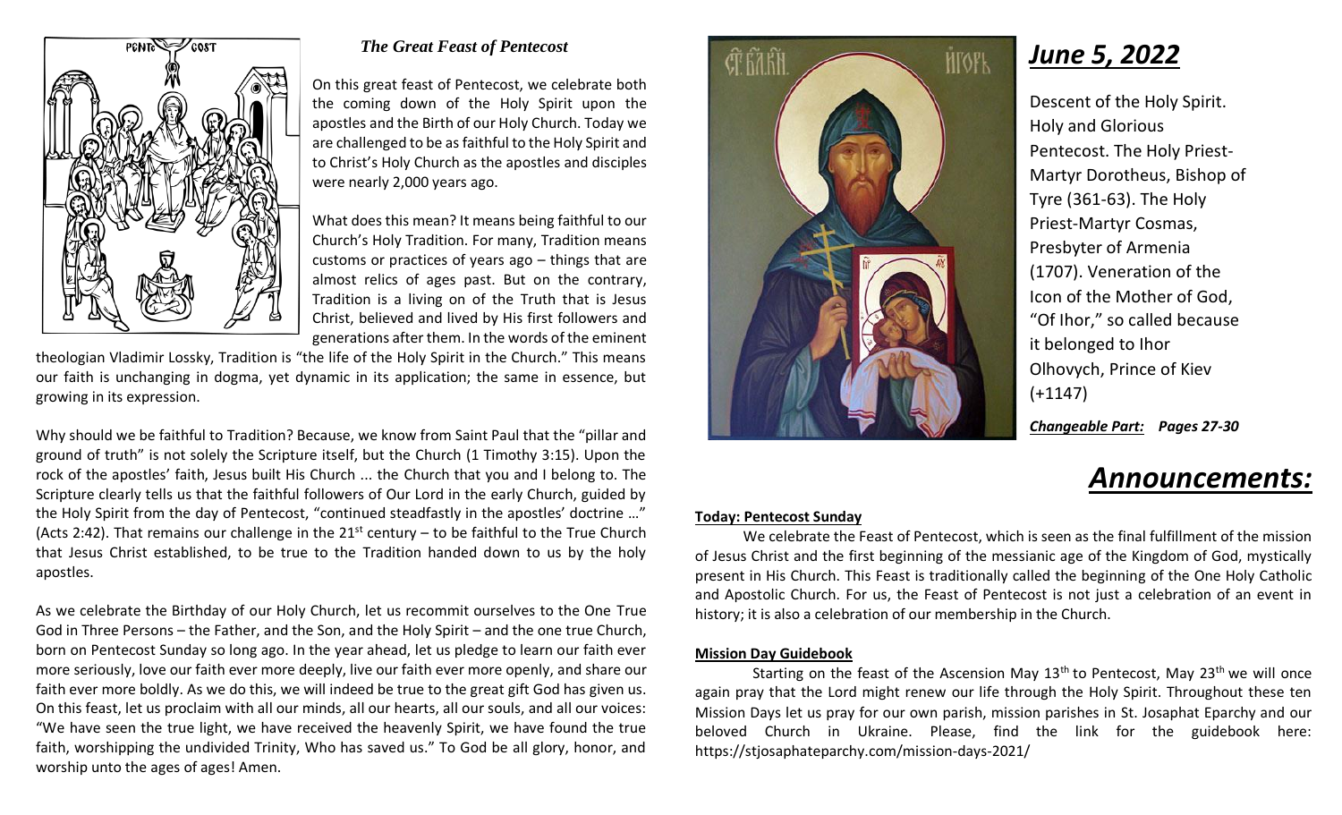### *The Great Feast of Pentecost*

On this great feast of Pentecost, we celebrate both the coming down of the Holy Spirit upon the apostles and the Birth of our Holy Church. Today we are challenged to be as faithful to the Holy Spirit and to Christ's Holy Church as the apostles and disciples were nearly 2,000 years ago.

What does this mean? It means being faithful to our Church's Holy Tradition. For many, Tradition means customs or practices of years ago – things that are almost relics of ages past. But on the contrary, Tradition is a living on of the Truth that is Jesus Christ, believed and lived by His first followers and generations after them. In the words of the eminent theologian Vladimir Lossky, Tradition is "the life of the Holy Spirit in the Church." This means our faith is unchanging in dogma, yet dynamic in its application; the same in essence, but growing in its expression.

Why should we be faithful to Tradition? Because, we know from Saint Paul that the "pillar and ground of truth" is not solely the Scripture itself, but the Church (1 Timothy 3:15). Upon the rock of the apostles' faith, Jesus built His Church ... the Church that you and I belong to. The Scripture clearly tells us that the faithful followers of Our Lord in the early Church, guided by the Holy Spirit from the day of Pentecost, "continued steadfastly in the apostles' doctrine …" (Acts 2:42). That remains our challenge in the 21st century – to be faithful to the True Church that Jesus Christ established, to be true to the Tradition handed down to us by the holy apostles.

As we celebrate the Birthday of our Holy Church, let us recommit ourselves to the One True God in Three Persons – the Father, and the Son, and the Holy Spirit – and the one true Church, born on Pentecost Sunday so long ago. In the year ahead, let us pledge to learn our faith ever more seriously, love our faith ever more deeply, live our faith ever more openly, and share our faith ever more boldly. As we do this, we will indeed be true to the great gift God has given us. On this feast, let us proclaim with all our minds, all our hearts, all our souls, and all our voices: "We have seen the true light, we have received the heavenly Spirit, we have found the true faith, worshipping the undivided Trinity, Who has saved us." To God be all glory, honor, and worship unto the ages of ages! Amen.

# ***June 5, 2022***

Descent of the Holy Spirit. Holy and Glorious Pentecost. The Holy Priest-Martyr Dorotheus, Bishop of Tyre (361-63). The Holy Priest-Martyr Cosmas, Presbyter of Armenia (1707). Veneration of the Icon of the Mother of God, "Of Ihor," so called because it belonged to Ihor Olhovych, Prince of Kiev (+1147)

***Changeable Part:*** ***Pages 27-30***

# ***Announcements:***

**Today: Pentecost Sunday**

We celebrate the Feast of Pentecost, which is seen as the final fulfillment of the mission of Jesus Christ and the first beginning of the messianic age of the Kingdom of God, mystically present in His Church. This Feast is traditionally called the beginning of the One Holy Catholic and Apostolic Church. For us, the Feast of Pentecost is not just a celebration of an event in history; it is also a celebration of our membership in the Church.

**Mission Day Guidebook**

Starting on the feast of the Ascension May 13th to Pentecost, May 23th we will once again pray that the Lord might renew our life through the Holy Spirit. Throughout these ten Mission Days let us pray for our own parish, mission parishes in St. Josaphat Eparchy and our beloved Church in Ukraine. Please, find the link for the guidebook here: https://stjosaphateparchy.com/mission-days-2021/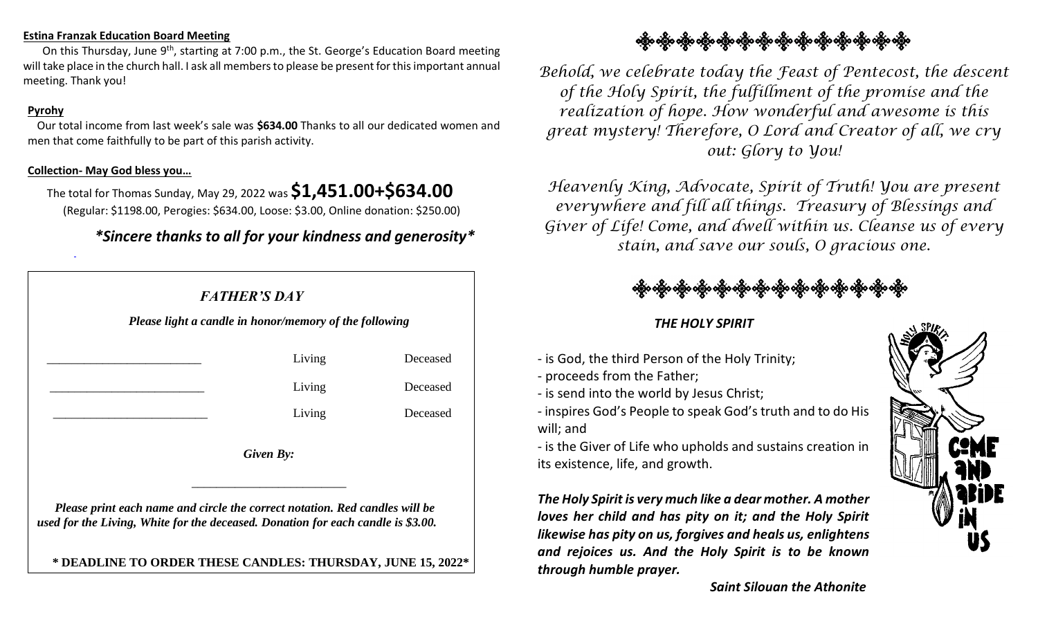**Estina Franzak Education Board Meeting**

On this Thursday, June 9th, starting at 7:00 p.m., the St. George's Education Board meeting will take place in the church hall. I ask all members to please be present for this important annual meeting. Thank you!

**Pyrohy**

Our total income from last week's sale was **$634.00** Thanks to all our dedicated women and men that come faithfully to be part of this parish activity.

**Collection- May God bless you…**

The total for Thomas Sunday, May 29, 2022 was **$1,451.00+$634.00**

(Regular: $1198.00, Perogies: $634.00, Loose: $3.00, Online donation: $250.00)

***Sincere thanks to all for your kindness and generosity***

## *FATHER'S DAY*

***Please light a candle in honor/memory of the following***

| | | |
|---|---|---|
| ________________________ | Living | Deceased |
| ________________________ | Living | Deceased |
| ________________________ | Living | Deceased |

***Given By:***

________________________

***Please print each name and circle the correct notation. Red candles will be used for the Living, White for the deceased. Donation for each candle is $3.00.***

**\* DEADLINE TO ORDER THESE CANDLES: THURSDAY, JUNE 15, 2022\***

*Behold, we celebrate today the Feast of Pentecost, the descent of the Holy Spirit, the fulfillment of the promise and the realization of hope. How wonderful and awesome is this great mystery! Therefore, O Lord and Creator of all, we cry out: Glory to You!*

*Heavenly King, Advocate, Spirit of Truth! You are present everywhere and fill all things. Treasury of Blessings and Giver of Life! Come, and dwell within us. Cleanse us of every stain, and save our souls, O gracious one.*

***THE HOLY SPIRIT***

- is God, the third Person of the Holy Trinity;
- proceeds from the Father;
- is send into the world by Jesus Christ;
- inspires God's People to speak God's truth and to do His will; and
- is the Giver of Life who upholds and sustains creation in its existence, life, and growth.

***The Holy Spirit is very much like a dear mother. A mother loves her child and has pity on it; and the Holy Spirit likewise has pity on us, forgives and heals us, enlightens and rejoices us. And the Holy Spirit is to be known through humble prayer.***

***Saint Silouan the Athonite***